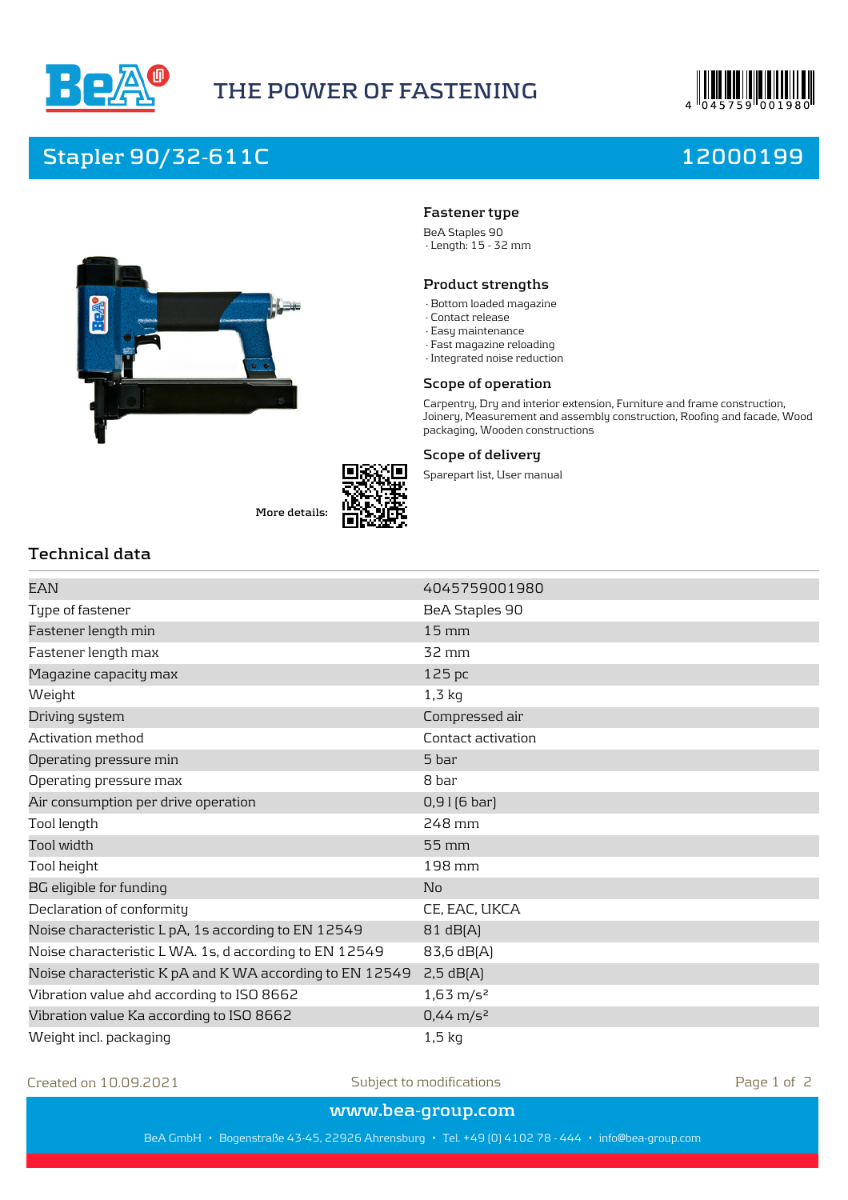THE POWER OF FASTENING

# Stapler 90/32-611C

12000199

### Fastener type

BeA Staples 90
· Length: 15 - 32 mm

### Product strengths

· Bottom loaded magazine
· Contact release
· Easy maintenance
· Fast magazine reloading
· Integrated noise reduction

### Scope of operation

Carpentry, Dry and interior extension, Furniture and frame construction, Joinery, Measurement and assembly construction, Roofing and facade, Wood packaging, Wooden constructions

### Scope of delivery

Sparepart list, User manual

More details:

## Technical data

| | |
|---|---|
| EAN | 4045759001980 |
| Type of fastener | BeA Staples 90 |
| Fastener length min | 15 mm |
| Fastener length max | 32 mm |
| Magazine capacity max | 125 pc |
| Weight | 1,3 kg |
| Driving system | Compressed air |
| Activation method | Contact activation |
| Operating pressure min | 5 bar |
| Operating pressure max | 8 bar |
| Air consumption per drive operation | 0,9 l (6 bar) |
| Tool length | 248 mm |
| Tool width | 55 mm |
| Tool height | 198 mm |
| BG eligible for funding | No |
| Declaration of conformity | CE, EAC, UKCA |
| Noise characteristic L pA, 1s according to EN 12549 | 81 dB(A) |
| Noise characteristic L WA. 1s, d according to EN 12549 | 83,6 dB(A) |
| Noise characteristic K pA and K WA according to EN 12549 | 2,5 dB(A) |
| Vibration value ahd according to ISO 8662 | 1,63 m/s² |
| Vibration value Ka according to ISO 8662 | 0,44 m/s² |
| Weight incl. packaging | 1,5 kg |

Created on 10.09.2021 Subject to modifications

www.bea-group.com

BeA GmbH • Bogenstraße 43-45, 22926 Ahrensburg • Tel. +49 (0) 4102 78 - 444 • info@bea-group.com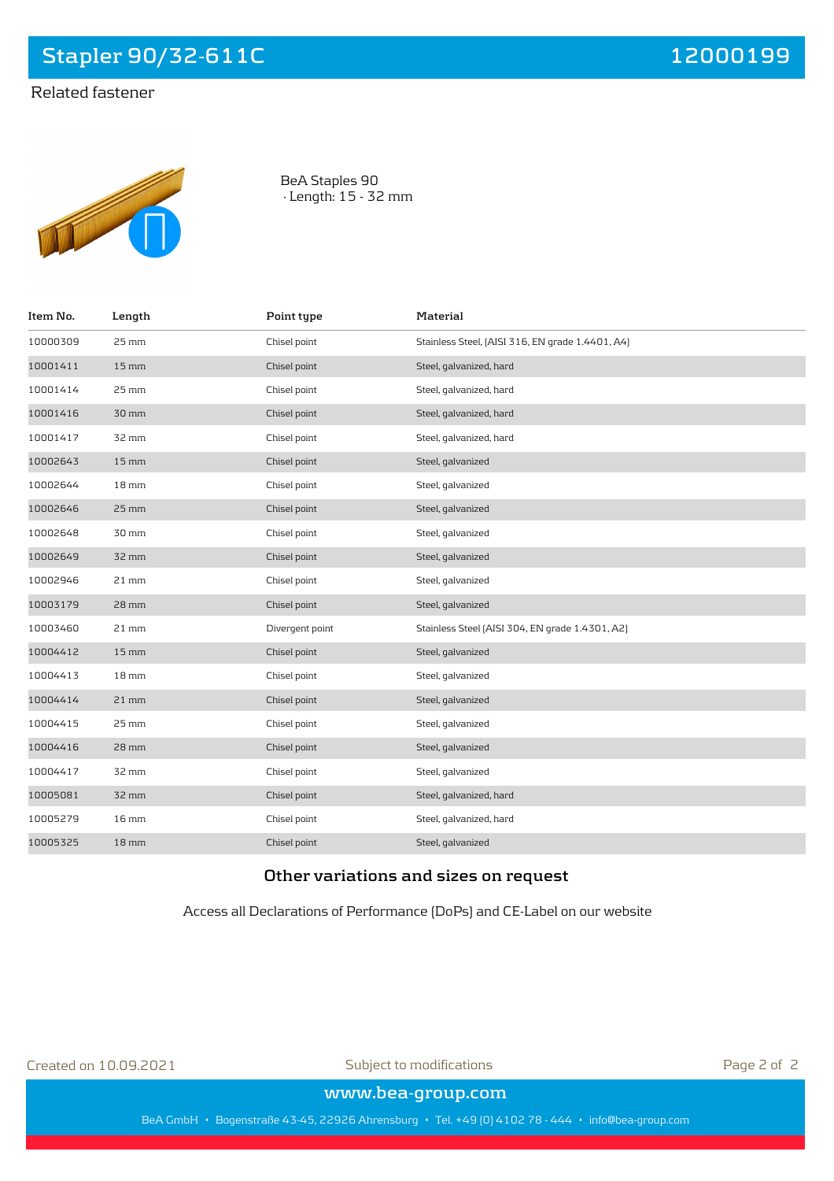## Related fastener

BeA Staples 90
· Length: 15 - 32 mm

| Item No. | Length | Point type | Material |
|---|---|---|---|
| 10000309 | 25 mm | Chisel point | Stainless Steel, (AISI 316, EN grade 1.4401, A4) |
| 10001411 | 15 mm | Chisel point | Steel, galvanized, hard |
| 10001414 | 25 mm | Chisel point | Steel, galvanized, hard |
| 10001416 | 30 mm | Chisel point | Steel, galvanized, hard |
| 10001417 | 32 mm | Chisel point | Steel, galvanized, hard |
| 10002643 | 15 mm | Chisel point | Steel, galvanized |
| 10002644 | 18 mm | Chisel point | Steel, galvanized |
| 10002646 | 25 mm | Chisel point | Steel, galvanized |
| 10002648 | 30 mm | Chisel point | Steel, galvanized |
| 10002649 | 32 mm | Chisel point | Steel, galvanized |
| 10002946 | 21 mm | Chisel point | Steel, galvanized |
| 10003179 | 28 mm | Chisel point | Steel, galvanized |
| 10003460 | 21 mm | Divergent point | Stainless Steel (AISI 304, EN grade 1.4301, A2) |
| 10004412 | 15 mm | Chisel point | Steel, galvanized |
| 10004413 | 18 mm | Chisel point | Steel, galvanized |
| 10004414 | 21 mm | Chisel point | Steel, galvanized |
| 10004415 | 25 mm | Chisel point | Steel, galvanized |
| 10004416 | 28 mm | Chisel point | Steel, galvanized |
| 10004417 | 32 mm | Chisel point | Steel, galvanized |
| 10005081 | 32 mm | Chisel point | Steel, galvanized, hard |
| 10005279 | 16 mm | Chisel point | Steel, galvanized, hard |
| 10005325 | 18 mm | Chisel point | Steel, galvanized |

### Other variations and sizes on request

Access all Declarations of Performance (DoPs) and CE-Label on our website